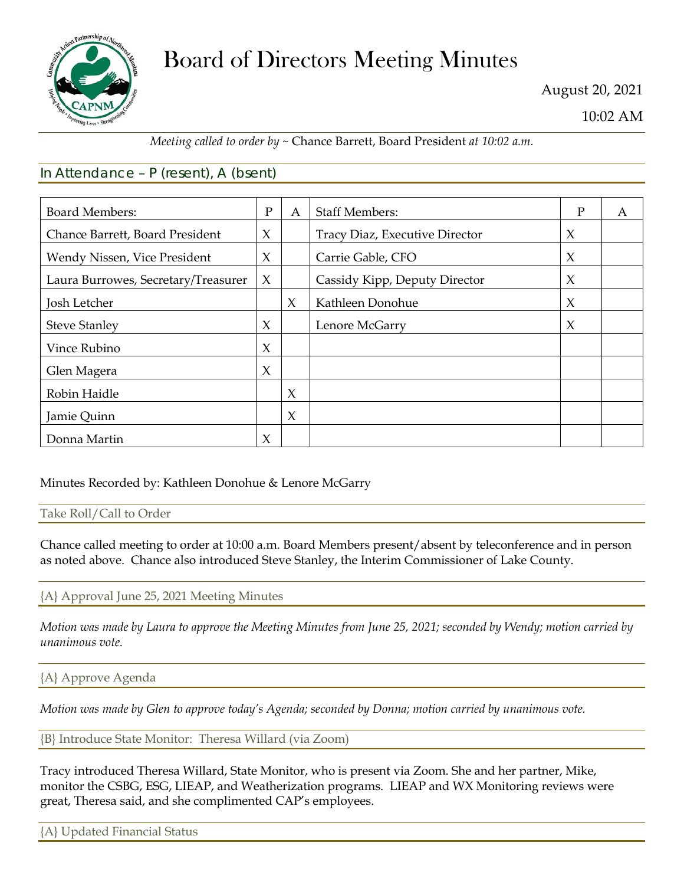# Board of Directors Meeting Minutes

August 20, 2021

10:02 AM

*Meeting called to order by ~* Chance Barrett, Board President *at 10:02 a.m.*

## In Attendance – P (resent), A (bsent)

| Board Members: | P | A | Staff Members: | P | A |
|---|---|---|---|---|---|
| Chance Barrett, Board President | X | | Tracy Diaz, Executive Director | X | |
| Wendy Nissen, Vice President | X | | Carrie Gable, CFO | X | |
| Laura Burrowes, Secretary/Treasurer | X | | Cassidy Kipp, Deputy Director | X | |
| Josh Letcher | | X | Kathleen Donohue | X | |
| Steve Stanley | X | | Lenore McGarry | X | |
| Vince Rubino | X | | | | |
| Glen Magera | X | | | | |
| Robin Haidle | | X | | | |
| Jamie Quinn | | X | | | |
| Donna Martin | X | | | | |

Minutes Recorded by: Kathleen Donohue & Lenore McGarry

### Take Roll/Call to Order

Chance called meeting to order at 10:00 a.m. Board Members present/absent by teleconference and in person as noted above. Chance also introduced Steve Stanley, the Interim Commissioner of Lake County.

### {A} Approval June 25, 2021 Meeting Minutes

*Motion was made by Laura to approve the Meeting Minutes from June 25, 2021; seconded by Wendy; motion carried by unanimous vote.*

### {A} Approve Agenda

*Motion was made by Glen to approve today's Agenda; seconded by Donna; motion carried by unanimous vote.*

### {B} Introduce State Monitor: Theresa Willard (via Zoom)

Tracy introduced Theresa Willard, State Monitor, who is present via Zoom. She and her partner, Mike, monitor the CSBG, ESG, LIEAP, and Weatherization programs. LIEAP and WX Monitoring reviews were great, Theresa said, and she complimented CAP's employees.

### {A} Updated Financial Status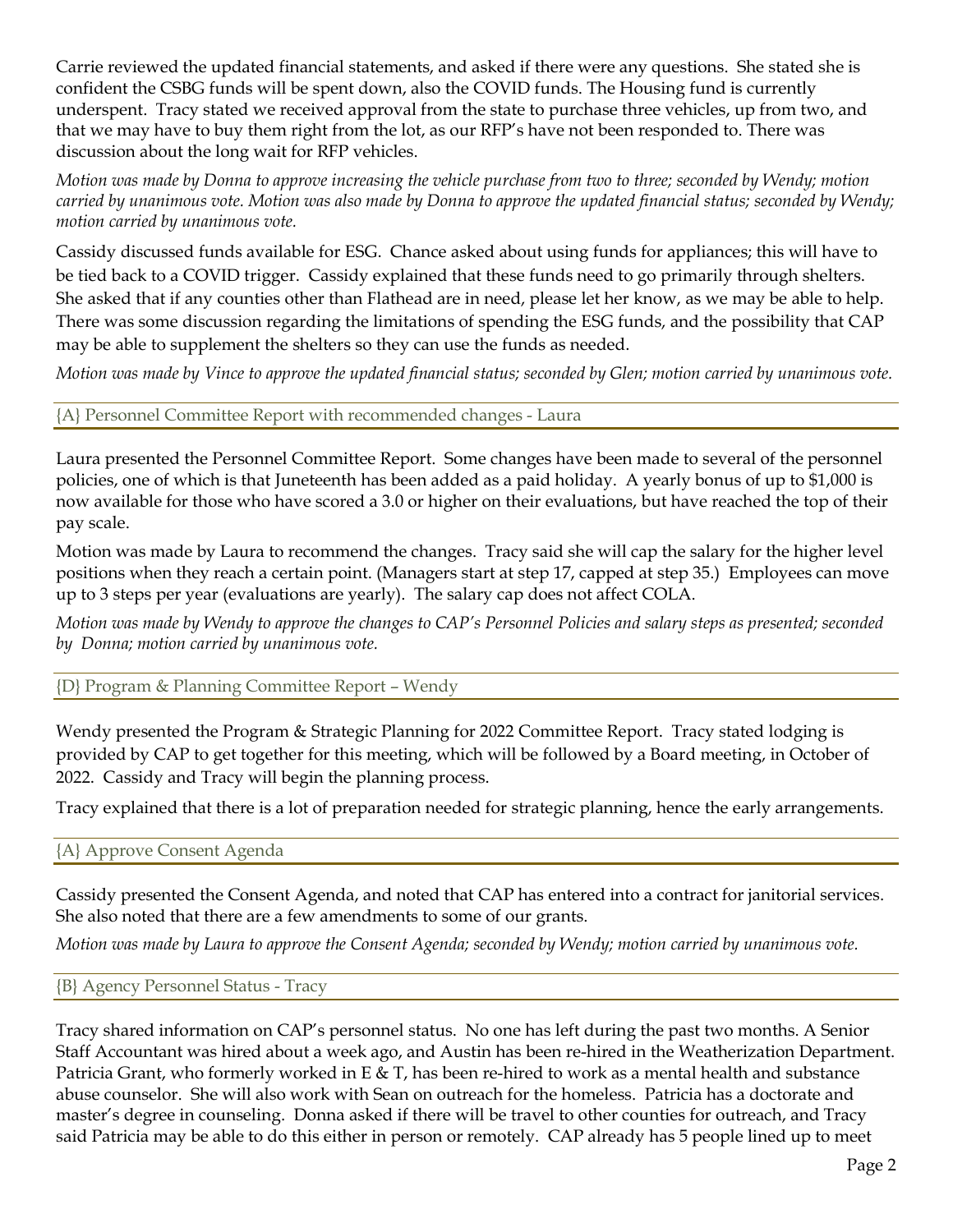Carrie reviewed the updated financial statements, and asked if there were any questions. She stated she is confident the CSBG funds will be spent down, also the COVID funds. The Housing fund is currently underspent. Tracy stated we received approval from the state to purchase three vehicles, up from two, and that we may have to buy them right from the lot, as our RFP's have not been responded to. There was discussion about the long wait for RFP vehicles.

*Motion was made by Donna to approve increasing the vehicle purchase from two to three; seconded by Wendy; motion carried by unanimous vote. Motion was also made by Donna to approve the updated financial status; seconded by Wendy; motion carried by unanimous vote.*

Cassidy discussed funds available for ESG. Chance asked about using funds for appliances; this will have to be tied back to a COVID trigger. Cassidy explained that these funds need to go primarily through shelters. She asked that if any counties other than Flathead are in need, please let her know, as we may be able to help. There was some discussion regarding the limitations of spending the ESG funds, and the possibility that CAP may be able to supplement the shelters so they can use the funds as needed.

*Motion was made by Vince to approve the updated financial status; seconded by Glen; motion carried by unanimous vote.*

## {A} Personnel Committee Report with recommended changes - Laura

Laura presented the Personnel Committee Report. Some changes have been made to several of the personnel policies, one of which is that Juneteenth has been added as a paid holiday. A yearly bonus of up to $1,000 is now available for those who have scored a 3.0 or higher on their evaluations, but have reached the top of their pay scale.

Motion was made by Laura to recommend the changes. Tracy said she will cap the salary for the higher level positions when they reach a certain point. (Managers start at step 17, capped at step 35.) Employees can move up to 3 steps per year (evaluations are yearly). The salary cap does not affect COLA.

*Motion was made by Wendy to approve the changes to CAP's Personnel Policies and salary steps as presented; seconded by Donna; motion carried by unanimous vote.*

## {D} Program & Planning Committee Report – Wendy

Wendy presented the Program & Strategic Planning for 2022 Committee Report. Tracy stated lodging is provided by CAP to get together for this meeting, which will be followed by a Board meeting, in October of 2022. Cassidy and Tracy will begin the planning process.

Tracy explained that there is a lot of preparation needed for strategic planning, hence the early arrangements.

## {A} Approve Consent Agenda

Cassidy presented the Consent Agenda, and noted that CAP has entered into a contract for janitorial services. She also noted that there are a few amendments to some of our grants.

*Motion was made by Laura to approve the Consent Agenda; seconded by Wendy; motion carried by unanimous vote.*

## {B} Agency Personnel Status - Tracy

Tracy shared information on CAP's personnel status. No one has left during the past two months. A Senior Staff Accountant was hired about a week ago, and Austin has been re-hired in the Weatherization Department. Patricia Grant, who formerly worked in E & T, has been re-hired to work as a mental health and substance abuse counselor. She will also work with Sean on outreach for the homeless. Patricia has a doctorate and master's degree in counseling. Donna asked if there will be travel to other counties for outreach, and Tracy said Patricia may be able to do this either in person or remotely. CAP already has 5 people lined up to meet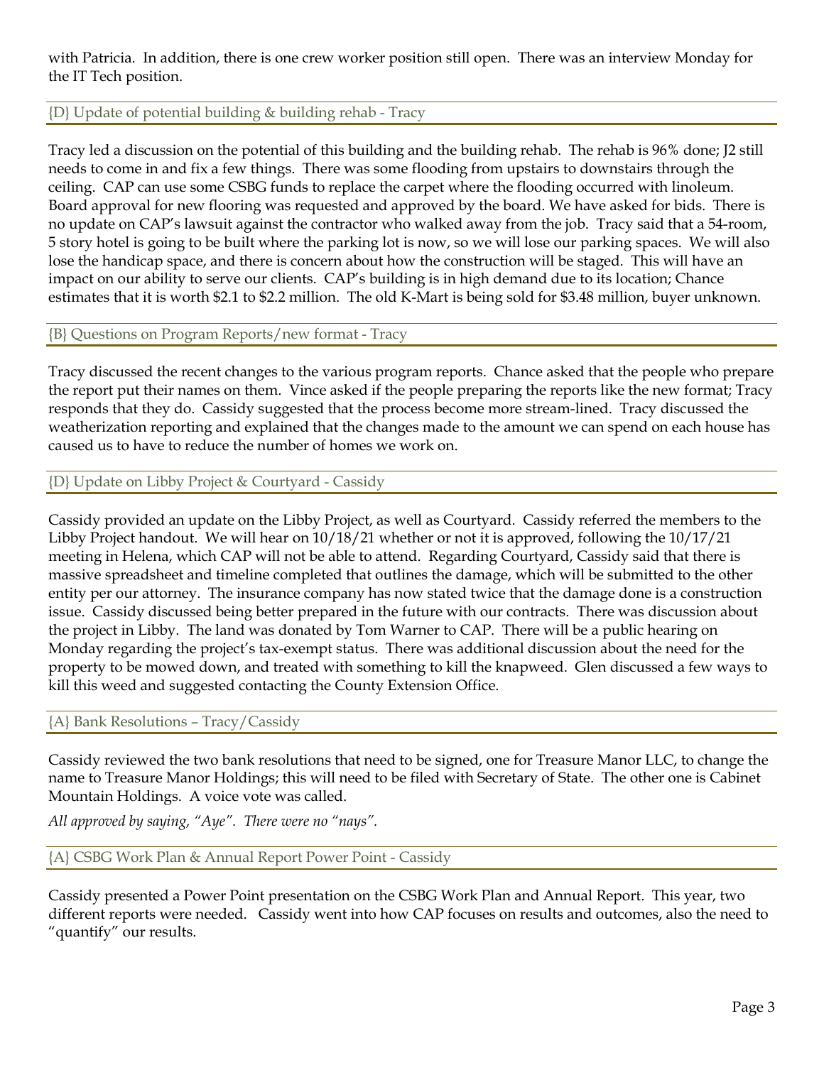with Patricia. In addition, there is one crew worker position still open. There was an interview Monday for the IT Tech position.

## {D} Update of potential building & building rehab - Tracy

Tracy led a discussion on the potential of this building and the building rehab. The rehab is 96% done; J2 still needs to come in and fix a few things. There was some flooding from upstairs to downstairs through the ceiling. CAP can use some CSBG funds to replace the carpet where the flooding occurred with linoleum. Board approval for new flooring was requested and approved by the board. We have asked for bids. There is no update on CAP's lawsuit against the contractor who walked away from the job. Tracy said that a 54-room, 5 story hotel is going to be built where the parking lot is now, so we will lose our parking spaces. We will also lose the handicap space, and there is concern about how the construction will be staged. This will have an impact on our ability to serve our clients. CAP's building is in high demand due to its location; Chance estimates that it is worth $2.1 to $2.2 million. The old K-Mart is being sold for $3.48 million, buyer unknown.

## {B} Questions on Program Reports/new format - Tracy

Tracy discussed the recent changes to the various program reports. Chance asked that the people who prepare the report put their names on them. Vince asked if the people preparing the reports like the new format; Tracy responds that they do. Cassidy suggested that the process become more stream-lined. Tracy discussed the weatherization reporting and explained that the changes made to the amount we can spend on each house has caused us to have to reduce the number of homes we work on.

## {D} Update on Libby Project & Courtyard - Cassidy

Cassidy provided an update on the Libby Project, as well as Courtyard. Cassidy referred the members to the Libby Project handout. We will hear on 10/18/21 whether or not it is approved, following the 10/17/21 meeting in Helena, which CAP will not be able to attend. Regarding Courtyard, Cassidy said that there is massive spreadsheet and timeline completed that outlines the damage, which will be submitted to the other entity per our attorney. The insurance company has now stated twice that the damage done is a construction issue. Cassidy discussed being better prepared in the future with our contracts. There was discussion about the project in Libby. The land was donated by Tom Warner to CAP. There will be a public hearing on Monday regarding the project's tax-exempt status. There was additional discussion about the need for the property to be mowed down, and treated with something to kill the knapweed. Glen discussed a few ways to kill this weed and suggested contacting the County Extension Office.

## {A} Bank Resolutions – Tracy/Cassidy

Cassidy reviewed the two bank resolutions that need to be signed, one for Treasure Manor LLC, to change the name to Treasure Manor Holdings; this will need to be filed with Secretary of State. The other one is Cabinet Mountain Holdings. A voice vote was called.

*All approved by saying, "Aye". There were no "nays".*

## {A} CSBG Work Plan & Annual Report Power Point - Cassidy

Cassidy presented a Power Point presentation on the CSBG Work Plan and Annual Report. This year, two different reports were needed. Cassidy went into how CAP focuses on results and outcomes, also the need to "quantify" our results.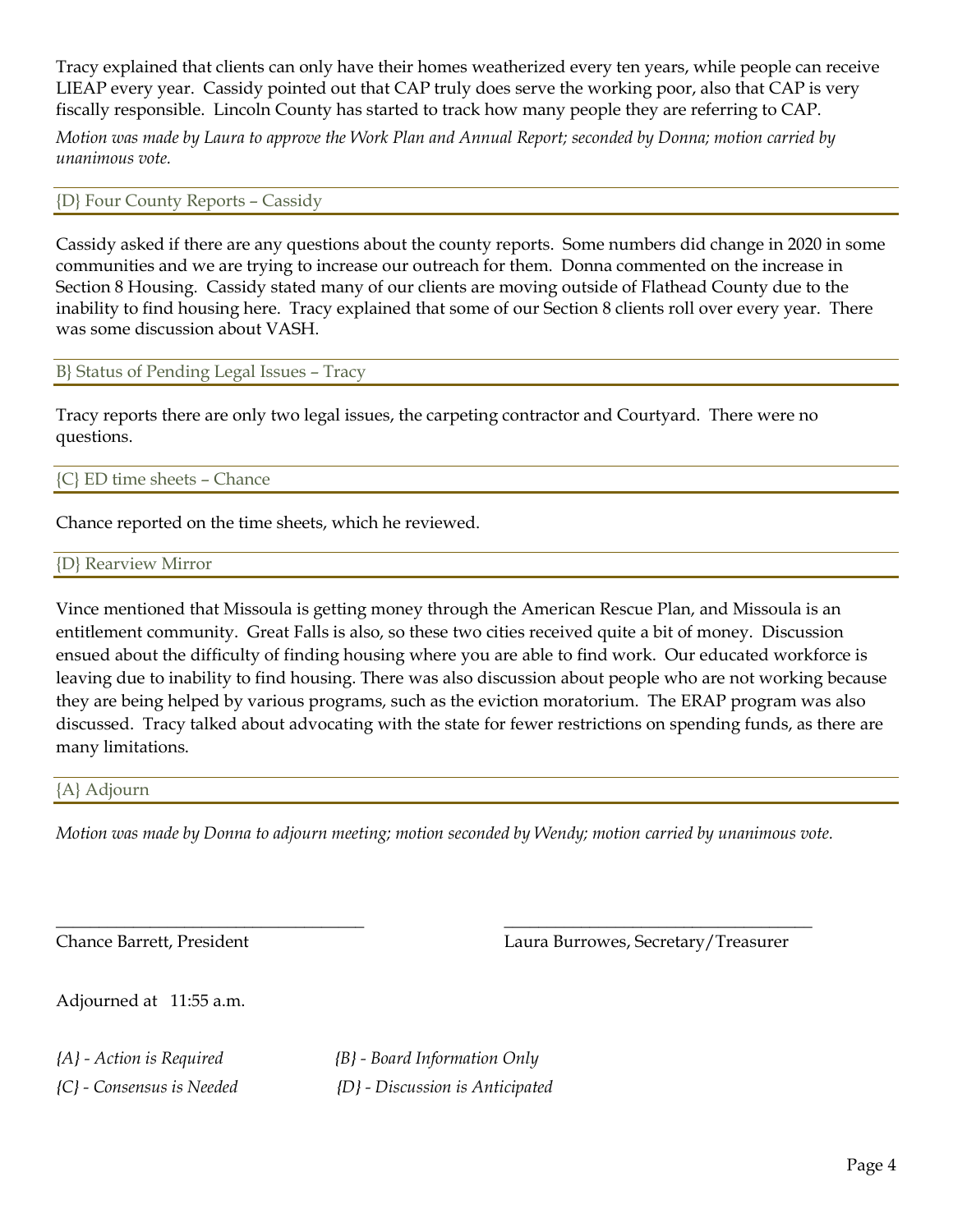Tracy explained that clients can only have their homes weatherized every ten years, while people can receive LIEAP every year. Cassidy pointed out that CAP truly does serve the working poor, also that CAP is very fiscally responsible. Lincoln County has started to track how many people they are referring to CAP.

*Motion was made by Laura to approve the Work Plan and Annual Report; seconded by Donna; motion carried by unanimous vote.*

### {D} Four County Reports – Cassidy

Cassidy asked if there are any questions about the county reports. Some numbers did change in 2020 in some communities and we are trying to increase our outreach for them. Donna commented on the increase in Section 8 Housing. Cassidy stated many of our clients are moving outside of Flathead County due to the inability to find housing here. Tracy explained that some of our Section 8 clients roll over every year. There was some discussion about VASH.

### B} Status of Pending Legal Issues – Tracy

Tracy reports there are only two legal issues, the carpeting contractor and Courtyard. There were no questions.

### {C} ED time sheets – Chance

Chance reported on the time sheets, which he reviewed.

### {D} Rearview Mirror

Vince mentioned that Missoula is getting money through the American Rescue Plan, and Missoula is an entitlement community. Great Falls is also, so these two cities received quite a bit of money. Discussion ensued about the difficulty of finding housing where you are able to find work. Our educated workforce is leaving due to inability to find housing. There was also discussion about people who are not working because they are being helped by various programs, such as the eviction moratorium. The ERAP program was also discussed. Tracy talked about advocating with the state for fewer restrictions on spending funds, as there are many limitations.

### {A} Adjourn

*Motion was made by Donna to adjourn meeting; motion seconded by Wendy; motion carried by unanimous vote.*

\_\_\_\_\_\_\_\_\_\_\_\_\_\_\_\_\_\_\_\_\_\_\_\_\_\_\_\_\_\_\_\_\_\_\_\_
Chance Barrett, President

\_\_\_\_\_\_\_\_\_\_\_\_\_\_\_\_\_\_\_\_\_\_\_\_\_\_\_\_\_\_\_\_\_\_\_\_
Laura Burrowes, Secretary/Treasurer

Adjourned at 11:55 a.m.

*{A} - Action is Required* *{B} - Board Information Only*

*{C} - Consensus is Needed* *{D} - Discussion is Anticipated*